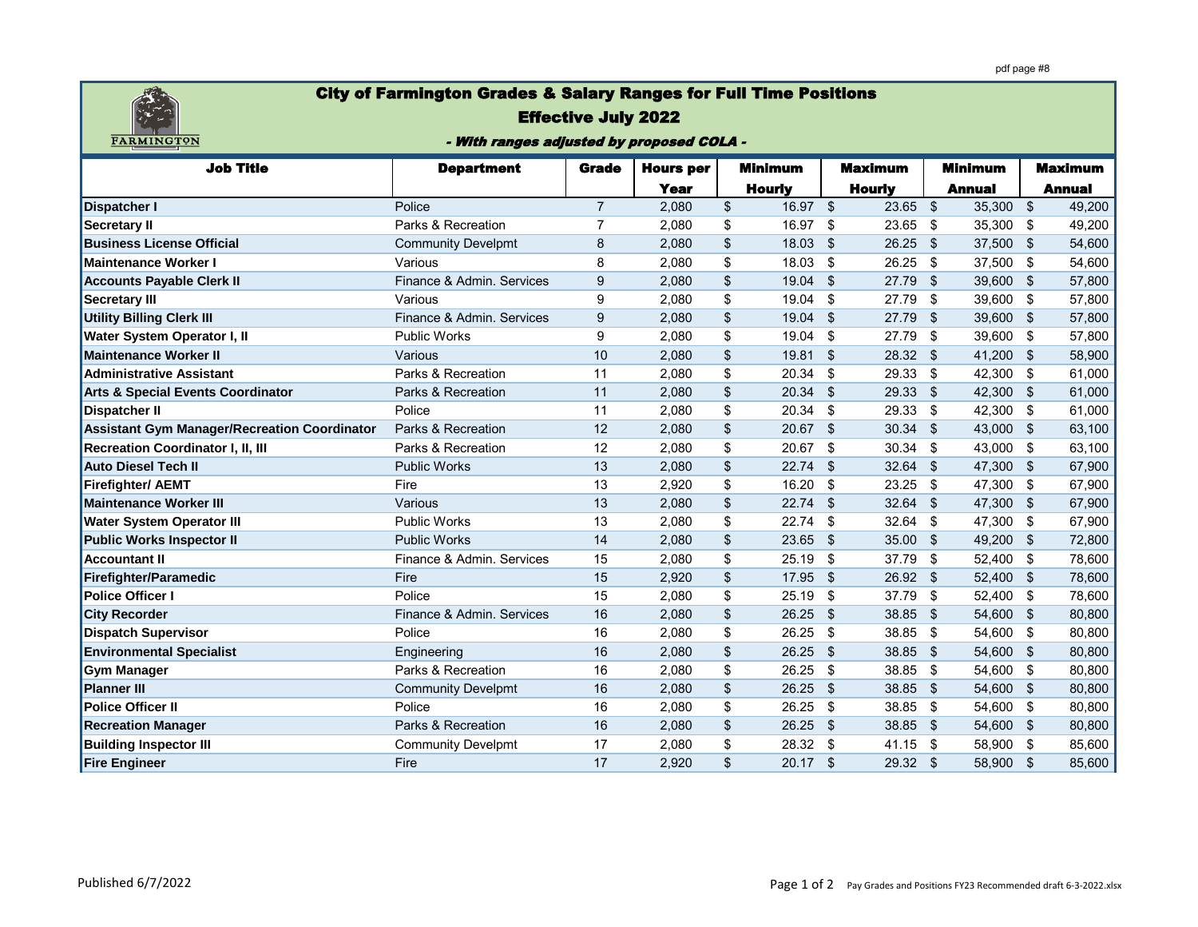# City of Farmington Grades & Salary Ranges for Full Time Positions

## Effective July 2022

*- With ranges adjusted by proposed COLA -*

| Job Title | Department | Grade | Hours per Year | Minimum Hourly | Maximum Hourly | Minimum Annual | Maximum Annual |
|---|---|---|---|---|---|---|---|
| **Dispatcher I** | Police | 7 | 2,080 | $ 16.97 | $ 23.65 | $ 35,300 | $ 49,200 |
| **Secretary II** | Parks & Recreation | 7 | 2,080 | $ 16.97 | $ 23.65 | $ 35,300 | $ 49,200 |
| **Business License Official** | Community Develpmt | 8 | 2,080 | $ 18.03 | $ 26.25 | $ 37,500 | $ 54,600 |
| **Maintenance Worker I** | Various | 8 | 2,080 | $ 18.03 | $ 26.25 | $ 37,500 | $ 54,600 |
| **Accounts Payable Clerk II** | Finance & Admin. Services | 9 | 2,080 | $ 19.04 | $ 27.79 | $ 39,600 | $ 57,800 |
| **Secretary III** | Various | 9 | 2,080 | $ 19.04 | $ 27.79 | $ 39,600 | $ 57,800 |
| **Utility Billing Clerk III** | Finance & Admin. Services | 9 | 2,080 | $ 19.04 | $ 27.79 | $ 39,600 | $ 57,800 |
| **Water System Operator I, II** | Public Works | 9 | 2,080 | $ 19.04 | $ 27.79 | $ 39,600 | $ 57,800 |
| **Maintenance Worker II** | Various | 10 | 2,080 | $ 19.81 | $ 28.32 | $ 41,200 | $ 58,900 |
| **Administrative Assistant** | Parks & Recreation | 11 | 2,080 | $ 20.34 | $ 29.33 | $ 42,300 | $ 61,000 |
| **Arts & Special Events Coordinator** | Parks & Recreation | 11 | 2,080 | $ 20.34 | $ 29.33 | $ 42,300 | $ 61,000 |
| **Dispatcher II** | Police | 11 | 2,080 | $ 20.34 | $ 29.33 | $ 42,300 | $ 61,000 |
| **Assistant Gym Manager/Recreation Coordinator** | Parks & Recreation | 12 | 2,080 | $ 20.67 | $ 30.34 | $ 43,000 | $ 63,100 |
| **Recreation Coordinator I, II, III** | Parks & Recreation | 12 | 2,080 | $ 20.67 | $ 30.34 | $ 43,000 | $ 63,100 |
| **Auto Diesel Tech II** | Public Works | 13 | 2,080 | $ 22.74 | $ 32.64 | $ 47,300 | $ 67,900 |
| **Firefighter/ AEMT** | Fire | 13 | 2,920 | $ 16.20 | $ 23.25 | $ 47,300 | $ 67,900 |
| **Maintenance Worker III** | Various | 13 | 2,080 | $ 22.74 | $ 32.64 | $ 47,300 | $ 67,900 |
| **Water System Operator III** | Public Works | 13 | 2,080 | $ 22.74 | $ 32.64 | $ 47,300 | $ 67,900 |
| **Public Works Inspector II** | Public Works | 14 | 2,080 | $ 23.65 | $ 35.00 | $ 49,200 | $ 72,800 |
| **Accountant II** | Finance & Admin. Services | 15 | 2,080 | $ 25.19 | $ 37.79 | $ 52,400 | $ 78,600 |
| **Firefighter/Paramedic** | Fire | 15 | 2,920 | $ 17.95 | $ 26.92 | $ 52,400 | $ 78,600 |
| **Police Officer I** | Police | 15 | 2,080 | $ 25.19 | $ 37.79 | $ 52,400 | $ 78,600 |
| **City Recorder** | Finance & Admin. Services | 16 | 2,080 | $ 26.25 | $ 38.85 | $ 54,600 | $ 80,800 |
| **Dispatch Supervisor** | Police | 16 | 2,080 | $ 26.25 | $ 38.85 | $ 54,600 | $ 80,800 |
| **Environmental Specialist** | Engineering | 16 | 2,080 | $ 26.25 | $ 38.85 | $ 54,600 | $ 80,800 |
| **Gym Manager** | Parks & Recreation | 16 | 2,080 | $ 26.25 | $ 38.85 | $ 54,600 | $ 80,800 |
| **Planner III** | Community Develpmt | 16 | 2,080 | $ 26.25 | $ 38.85 | $ 54,600 | $ 80,800 |
| **Police Officer II** | Police | 16 | 2,080 | $ 26.25 | $ 38.85 | $ 54,600 | $ 80,800 |
| **Recreation Manager** | Parks & Recreation | 16 | 2,080 | $ 26.25 | $ 38.85 | $ 54,600 | $ 80,800 |
| **Building Inspector III** | Community Develpmt | 17 | 2,080 | $ 28.32 | $ 41.15 | $ 58,900 | $ 85,600 |
| **Fire Engineer** | Fire | 17 | 2,920 | $ 20.17 | $ 29.32 | $ 58,900 | $ 85,600 |

Published 6/7/2022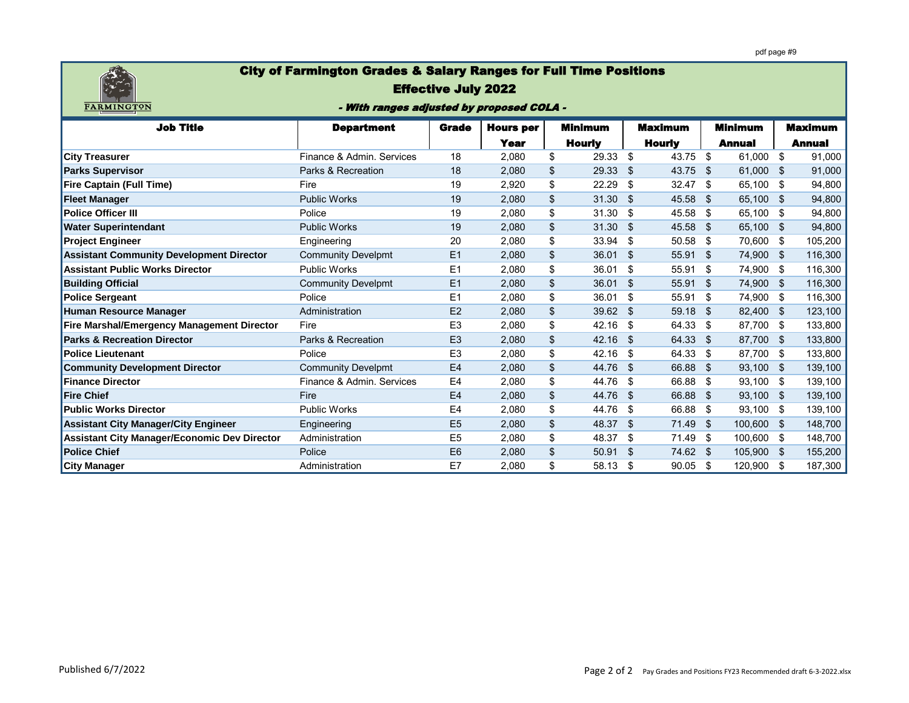# City of Farmington Grades & Salary Ranges for Full Time Positions

## Effective July 2022

***- With ranges adjusted by proposed COLA -***

| Job Title | Department | Grade | Hours per Year | Minimum Hourly | Maximum Hourly | Minimum Annual | Maximum Annual |
|---|---|---|---|---|---|---|---|
| **City Treasurer** | Finance & Admin. Services | 18 | 2,080 | $ 29.33 | $ 43.75 | $ 61,000 | $ 91,000 |
| **Parks Supervisor** | Parks & Recreation | 18 | 2,080 | $ 29.33 | $ 43.75 | $ 61,000 | $ 91,000 |
| **Fire Captain (Full Time)** | Fire | 19 | 2,920 | $ 22.29 | $ 32.47 | $ 65,100 | $ 94,800 |
| **Fleet Manager** | Public Works | 19 | 2,080 | $ 31.30 | $ 45.58 | $ 65,100 | $ 94,800 |
| **Police Officer III** | Police | 19 | 2,080 | $ 31.30 | $ 45.58 | $ 65,100 | $ 94,800 |
| **Water Superintendant** | Public Works | 19 | 2,080 | $ 31.30 | $ 45.58 | $ 65,100 | $ 94,800 |
| **Project Engineer** | Engineering | 20 | 2,080 | $ 33.94 | $ 50.58 | $ 70,600 | $ 105,200 |
| **Assistant Community Development Director** | Community Develpmt | E1 | 2,080 | $ 36.01 | $ 55.91 | $ 74,900 | $ 116,300 |
| **Assistant Public Works Director** | Public Works | E1 | 2,080 | $ 36.01 | $ 55.91 | $ 74,900 | $ 116,300 |
| **Building Official** | Community Develpmt | E1 | 2,080 | $ 36.01 | $ 55.91 | $ 74,900 | $ 116,300 |
| **Police Sergeant** | Police | E1 | 2,080 | $ 36.01 | $ 55.91 | $ 74,900 | $ 116,300 |
| **Human Resource Manager** | Administration | E2 | 2,080 | $ 39.62 | $ 59.18 | $ 82,400 | $ 123,100 |
| **Fire Marshal/Emergency Management Director** | Fire | E3 | 2,080 | $ 42.16 | $ 64.33 | $ 87,700 | $ 133,800 |
| **Parks & Recreation Director** | Parks & Recreation | E3 | 2,080 | $ 42.16 | $ 64.33 | $ 87,700 | $ 133,800 |
| **Police Lieutenant** | Police | E3 | 2,080 | $ 42.16 | $ 64.33 | $ 87,700 | $ 133,800 |
| **Community Development Director** | Community Develpmt | E4 | 2,080 | $ 44.76 | $ 66.88 | $ 93,100 | $ 139,100 |
| **Finance Director** | Finance & Admin. Services | E4 | 2,080 | $ 44.76 | $ 66.88 | $ 93,100 | $ 139,100 |
| **Fire Chief** | Fire | E4 | 2,080 | $ 44.76 | $ 66.88 | $ 93,100 | $ 139,100 |
| **Public Works Director** | Public Works | E4 | 2,080 | $ 44.76 | $ 66.88 | $ 93,100 | $ 139,100 |
| **Assistant City Manager/City Engineer** | Engineering | E5 | 2,080 | $ 48.37 | $ 71.49 | $ 100,600 | $ 148,700 |
| **Assistant City Manager/Economic Dev Director** | Administration | E5 | 2,080 | $ 48.37 | $ 71.49 | $ 100,600 | $ 148,700 |
| **Police Chief** | Police | E6 | 2,080 | $ 50.91 | $ 74.62 | $ 105,900 | $ 155,200 |
| **City Manager** | Administration | E7 | 2,080 | $ 58.13 | $ 90.05 | $ 120,900 | $ 187,300 |

Published 6/7/2022

Pay Grades and Positions FY23 Recommended draft 6-3-2022.xlsx